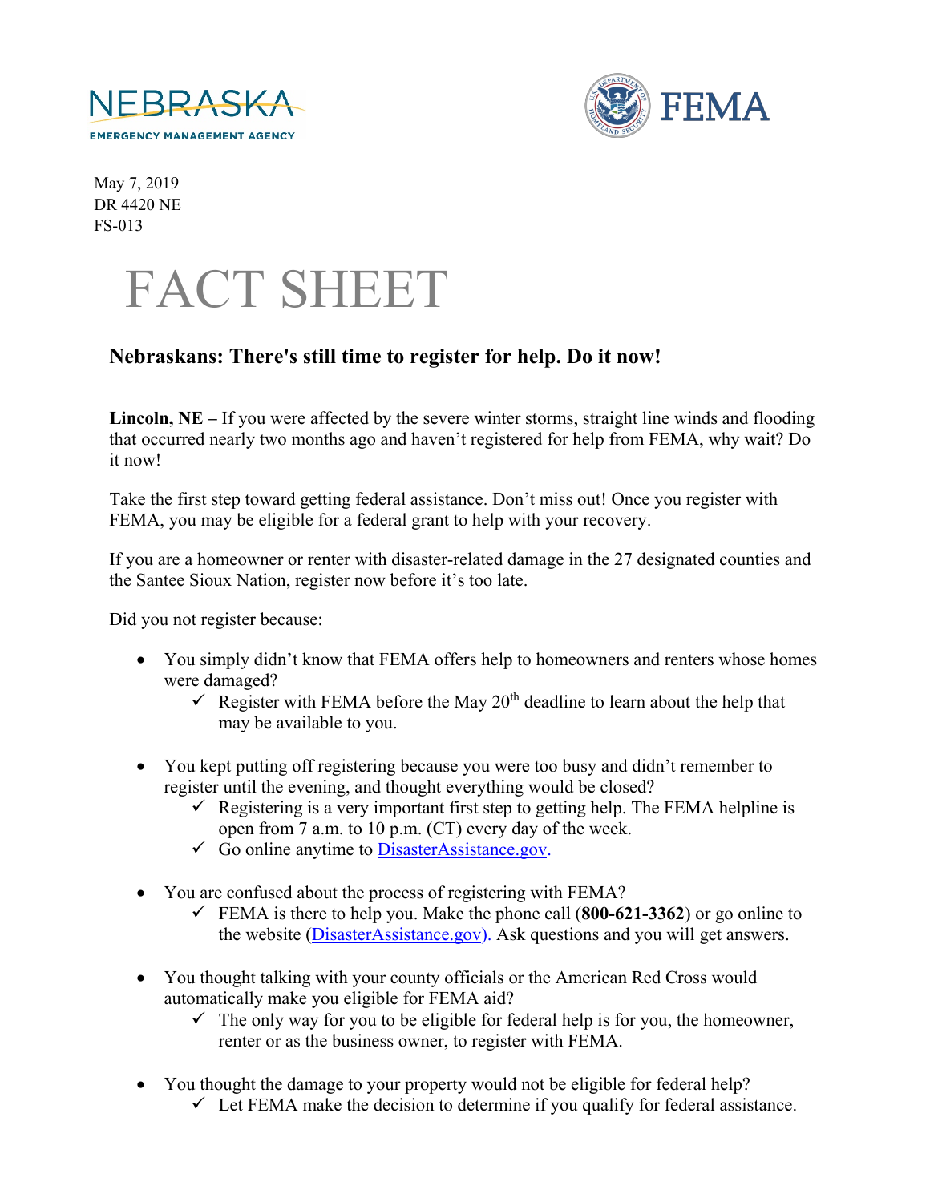NEBRASKA EMERGENCY MANAGEMENT AGENCY

FEMA

May 7, 2019
DR 4420 NE
FS-013

# FACT SHEET

## Nebraskans: There's still time to register for help. Do it now!

**Lincoln, NE –** If you were affected by the severe winter storms, straight line winds and flooding that occurred nearly two months ago and haven't registered for help from FEMA, why wait? Do it now!

Take the first step toward getting federal assistance. Don't miss out! Once you register with FEMA, you may be eligible for a federal grant to help with your recovery.

If you are a homeowner or renter with disaster-related damage in the 27 designated counties and the Santee Sioux Nation, register now before it's too late.

Did you not register because:

- You simply didn't know that FEMA offers help to homeowners and renters whose homes were damaged?
  - ✓ Register with FEMA before the May 20th deadline to learn about the help that may be available to you.

- You kept putting off registering because you were too busy and didn't remember to register until the evening, and thought everything would be closed?
  - ✓ Registering is a very important first step to getting help. The FEMA helpline is open from 7 a.m. to 10 p.m. (CT) every day of the week.
  - ✓ Go online anytime to DisasterAssistance.gov.

- You are confused about the process of registering with FEMA?
  - ✓ FEMA is there to help you. Make the phone call (**800-621-3362**) or go online to the website (DisasterAssistance.gov). Ask questions and you will get answers.

- You thought talking with your county officials or the American Red Cross would automatically make you eligible for FEMA aid?
  - ✓ The only way for you to be eligible for federal help is for you, the homeowner, renter or as the business owner, to register with FEMA.

- You thought the damage to your property would not be eligible for federal help?
  - ✓ Let FEMA make the decision to determine if you qualify for federal assistance.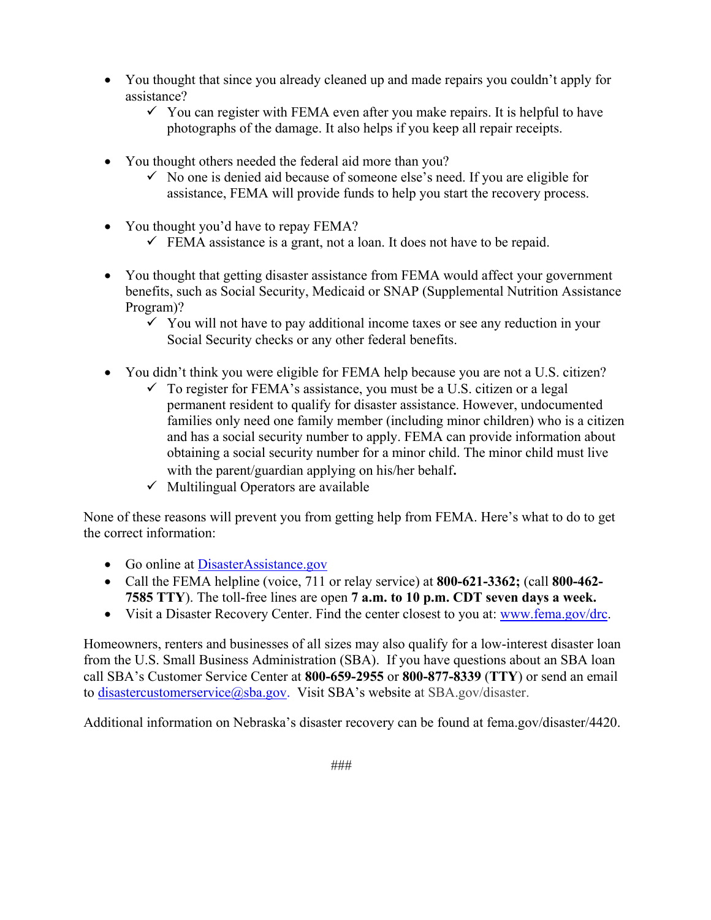- You thought that since you already cleaned up and made repairs you couldn't apply for assistance?
  - ✓ You can register with FEMA even after you make repairs. It is helpful to have photographs of the damage. It also helps if you keep all repair receipts.

- You thought others needed the federal aid more than you?
  - ✓ No one is denied aid because of someone else's need. If you are eligible for assistance, FEMA will provide funds to help you start the recovery process.

- You thought you'd have to repay FEMA?
  - ✓ FEMA assistance is a grant, not a loan. It does not have to be repaid.

- You thought that getting disaster assistance from FEMA would affect your government benefits, such as Social Security, Medicaid or SNAP (Supplemental Nutrition Assistance Program)?
  - ✓ You will not have to pay additional income taxes or see any reduction in your Social Security checks or any other federal benefits.

- You didn't think you were eligible for FEMA help because you are not a U.S. citizen?
  - ✓ To register for FEMA's assistance, you must be a U.S. citizen or a legal permanent resident to qualify for disaster assistance. However, undocumented families only need one family member (including minor children) who is a citizen and has a social security number to apply. FEMA can provide information about obtaining a social security number for a minor child. The minor child must live with the parent/guardian applying on his/her behalf**.**
  - ✓ Multilingual Operators are available

None of these reasons will prevent you from getting help from FEMA. Here's what to do to get the correct information:

- Go online at DisasterAssistance.gov
- Call the FEMA helpline (voice, 711 or relay service) at **800-621-3362;** (call **800-462-7585 TTY**). The toll-free lines are open **7 a.m. to 10 p.m. CDT seven days a week.**
- Visit a Disaster Recovery Center. Find the center closest to you at: www.fema.gov/drc.

Homeowners, renters and businesses of all sizes may also qualify for a low-interest disaster loan from the U.S. Small Business Administration (SBA). If you have questions about an SBA loan call SBA's Customer Service Center at **800-659-2955** or **800-877-8339** (**TTY**) or send an email to disastercustomerservice@sba.gov. Visit SBA's website at SBA.gov/disaster.

Additional information on Nebraska's disaster recovery can be found at fema.gov/disaster/4420.

###